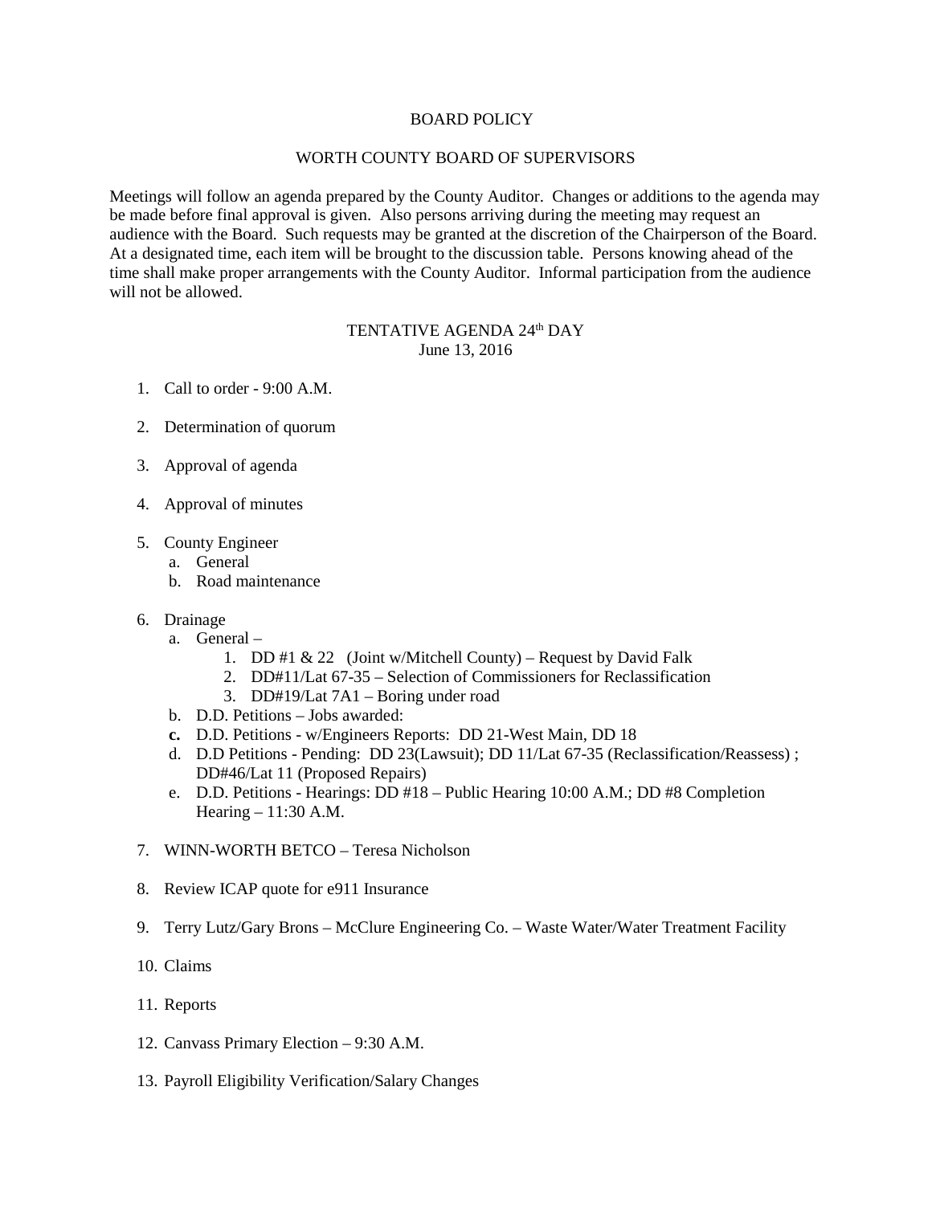# BOARD POLICY

## WORTH COUNTY BOARD OF SUPERVISORS

Meetings will follow an agenda prepared by the County Auditor. Changes or additions to the agenda may be made before final approval is given. Also persons arriving during the meeting may request an audience with the Board. Such requests may be granted at the discretion of the Chairperson of the Board. At a designated time, each item will be brought to the discussion table. Persons knowing ahead of the time shall make proper arrangements with the County Auditor. Informal participation from the audience will not be allowed.

## TENTATIVE AGENDA 24th DAY
June 13, 2016

1. Call to order - 9:00 A.M.

2. Determination of quorum

3. Approval of agenda

4. Approval of minutes

5. County Engineer
   a. General
   b. Road maintenance

6. Drainage
   a. General –
      1. DD #1 & 22 (Joint w/Mitchell County) – Request by David Falk
      2. DD#11/Lat 67-35 – Selection of Commissioners for Reclassification
      3. DD#19/Lat 7A1 – Boring under road
   b. D.D. Petitions – Jobs awarded:
   **c.** D.D. Petitions - w/Engineers Reports: DD 21-West Main, DD 18
   d. D.D Petitions - Pending: DD 23(Lawsuit); DD 11/Lat 67-35 (Reclassification/Reassess) ; DD#46/Lat 11 (Proposed Repairs)
   e. D.D. Petitions - Hearings: DD #18 – Public Hearing 10:00 A.M.; DD #8 Completion Hearing – 11:30 A.M.

7. WINN-WORTH BETCO – Teresa Nicholson

8. Review ICAP quote for e911 Insurance

9. Terry Lutz/Gary Brons – McClure Engineering Co. – Waste Water/Water Treatment Facility

10. Claims

11. Reports

12. Canvass Primary Election – 9:30 A.M.

13. Payroll Eligibility Verification/Salary Changes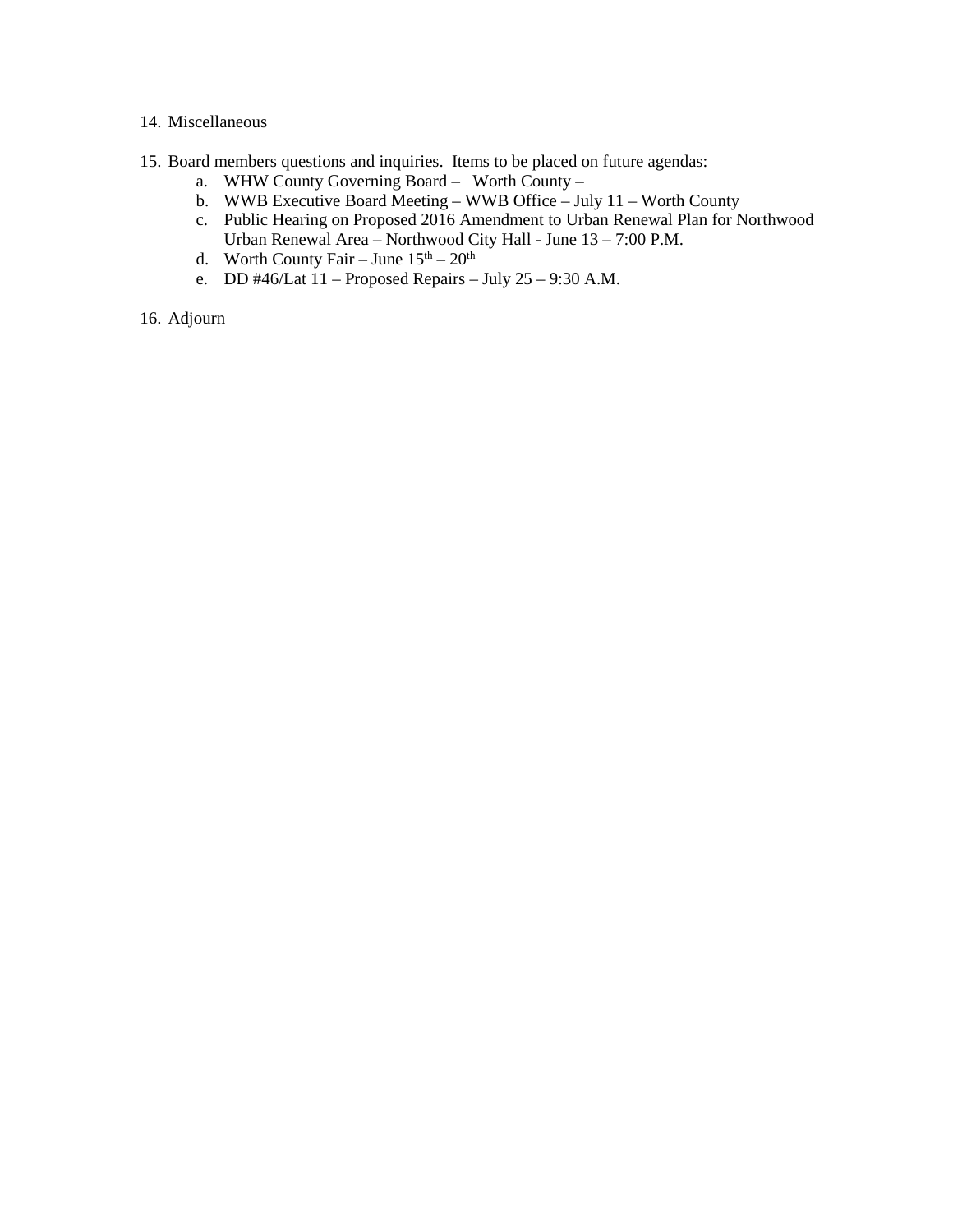14. Miscellaneous

15. Board members questions and inquiries. Items to be placed on future agendas:
    a. WHW County Governing Board – Worth County –
    b. WWB Executive Board Meeting – WWB Office – July 11 – Worth County
    c. Public Hearing on Proposed 2016 Amendment to Urban Renewal Plan for Northwood Urban Renewal Area – Northwood City Hall - June 13 – 7:00 P.M.
    d. Worth County Fair – June 15th – 20th
    e. DD #46/Lat 11 – Proposed Repairs – July 25 – 9:30 A.M.

16. Adjourn